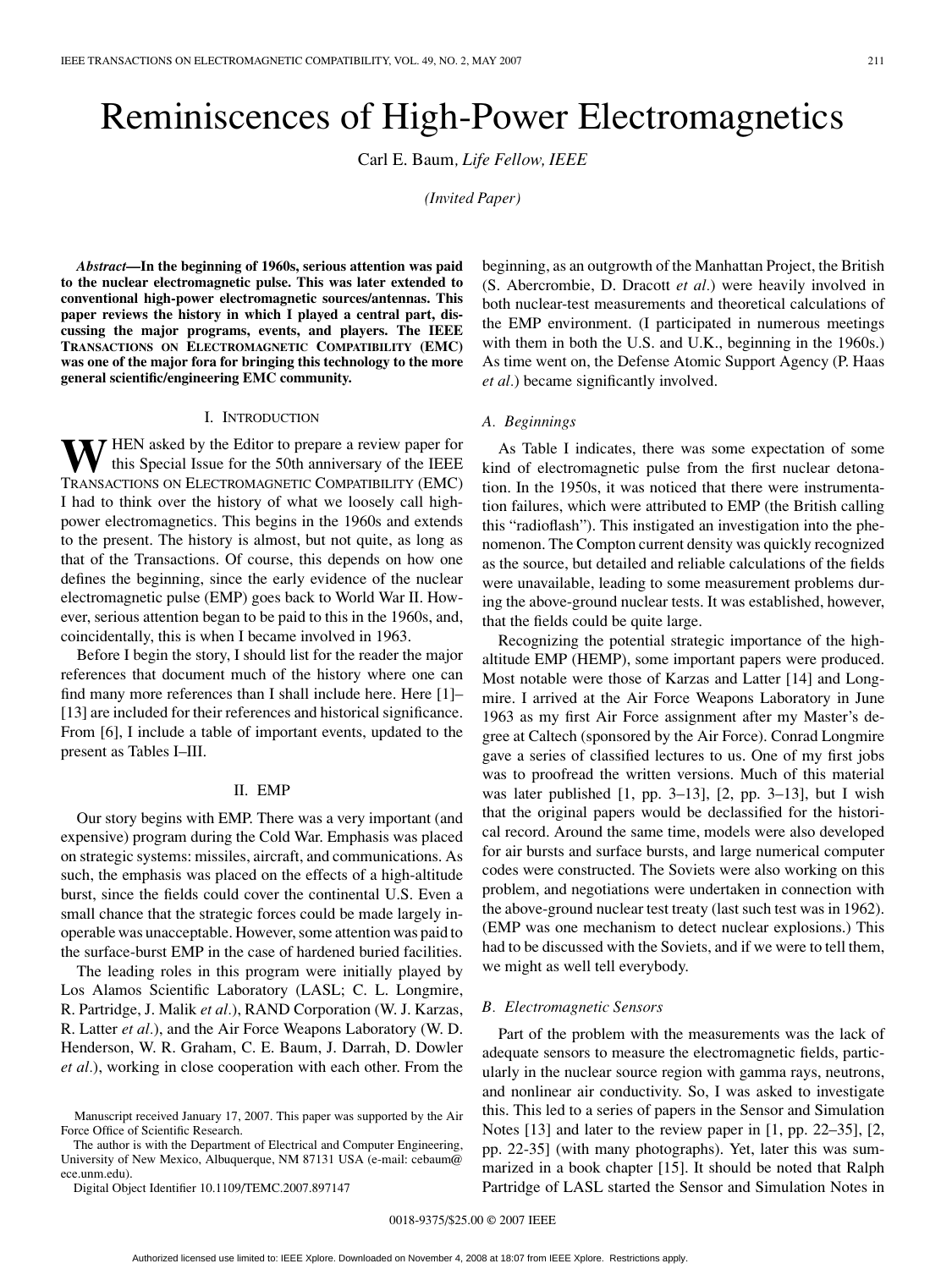# Reminiscences of High-Power Electromagnetics

Carl E. Baum, *Life Fellow, IEEE*

*(Invited Paper)*

***Abstract*—In the beginning of 1960s, serious attention was paid to the nuclear electromagnetic pulse. This was later extended to conventional high-power electromagnetic sources/antennas. This paper reviews the history in which I played a central part, discussing the major programs, events, and players. The IEEE TRANSACTIONS ON ELECTROMAGNETIC COMPATIBILITY (EMC) was one of the major fora for bringing this technology to the more general scientific/engineering EMC community.**

## I. INTRODUCTION

When asked by the Editor to prepare a review paper for this Special Issue for the 50th anniversary of the IEEE TRANSACTIONS ON ELECTROMAGNETIC COMPATIBILITY (EMC) I had to think over the history of what we loosely call high-power electromagnetics. This begins in the 1960s and extends to the present. The history is almost, but not quite, as long as that of the Transactions. Of course, this depends on how one defines the beginning, since the early evidence of the nuclear electromagnetic pulse (EMP) goes back to World War II. However, serious attention began to be paid to this in the 1960s, and, coincidentally, this is when I became involved in 1963.

Before I begin the story, I should list for the reader the major references that document much of the history where one can find many more references than I shall include here. Here [1]–[13] are included for their references and historical significance. From [6], I include a table of important events, updated to the present as Tables I–III.

## II. EMP

Our story begins with EMP. There was a very important (and expensive) program during the Cold War. Emphasis was placed on strategic systems: missiles, aircraft, and communications. As such, the emphasis was placed on the effects of a high-altitude burst, since the fields could cover the continental U.S. Even a small chance that the strategic forces could be made largely inoperable was unacceptable. However, some attention was paid to the surface-burst EMP in the case of hardened buried facilities.

The leading roles in this program were initially played by Los Alamos Scientific Laboratory (LASL; C. L. Longmire, R. Partridge, J. Malik *et al.*), RAND Corporation (W. J. Karzas, R. Latter *et al.*), and the Air Force Weapons Laboratory (W. D. Henderson, W. R. Graham, C. E. Baum, J. Darrah, D. Dowler *et al.*), working in close cooperation with each other. From the beginning, as an outgrowth of the Manhattan Project, the British (S. Abercrombie, D. Dracott *et al.*) were heavily involved in both nuclear-test measurements and theoretical calculations of the EMP environment. (I participated in numerous meetings with them in both the U.S. and U.K., beginning in the 1960s.) As time went on, the Defense Atomic Support Agency (P. Haas *et al.*) became significantly involved.

### A. Beginnings

As Table I indicates, there was some expectation of some kind of electromagnetic pulse from the first nuclear detonation. In the 1950s, it was noticed that there were instrumentation failures, which were attributed to EMP (the British calling this "radioflash"). This instigated an investigation into the phenomenon. The Compton current density was quickly recognized as the source, but detailed and reliable calculations of the fields were unavailable, leading to some measurement problems during the above-ground nuclear tests. It was established, however, that the fields could be quite large.

Recognizing the potential strategic importance of the high-altitude EMP (HEMP), some important papers were produced. Most notable were those of Karzas and Latter [14] and Longmire. I arrived at the Air Force Weapons Laboratory in June 1963 as my first Air Force assignment after my Master's degree at Caltech (sponsored by the Air Force). Conrad Longmire gave a series of classified lectures to us. One of my first jobs was to proofread the written versions. Much of this material was later published [1, pp. 3–13], [2, pp. 3–13], but I wish that the original papers would be declassified for the historical record. Around the same time, models were also developed for air bursts and surface bursts, and large numerical computer codes were constructed. The Soviets were also working on this problem, and negotiations were undertaken in connection with the above-ground nuclear test treaty (last such test was in 1962). (EMP was one mechanism to detect nuclear explosions.) This had to be discussed with the Soviets, and if we were to tell them, we might as well tell everybody.

### B. Electromagnetic Sensors

Part of the problem with the measurements was the lack of adequate sensors to measure the electromagnetic fields, particularly in the nuclear source region with gamma rays, neutrons, and nonlinear air conductivity. So, I was asked to investigate this. This led to a series of papers in the Sensor and Simulation Notes [13] and later to the review paper in [1, pp. 22–35], [2, pp. 22-35] (with many photographs). Yet, later this was summarized in a book chapter [15]. It should be noted that Ralph Partridge of LASL started the Sensor and Simulation Notes in

Manuscript received January 17, 2007. This paper was supported by the Air Force Office of Scientific Research.

The author is with the Department of Electrical and Computer Engineering, University of New Mexico, Albuquerque, NM 87131 USA (e-mail: cebaum@ece.unm.edu).

Digital Object Identifier 10.1109/TEMC.2007.897147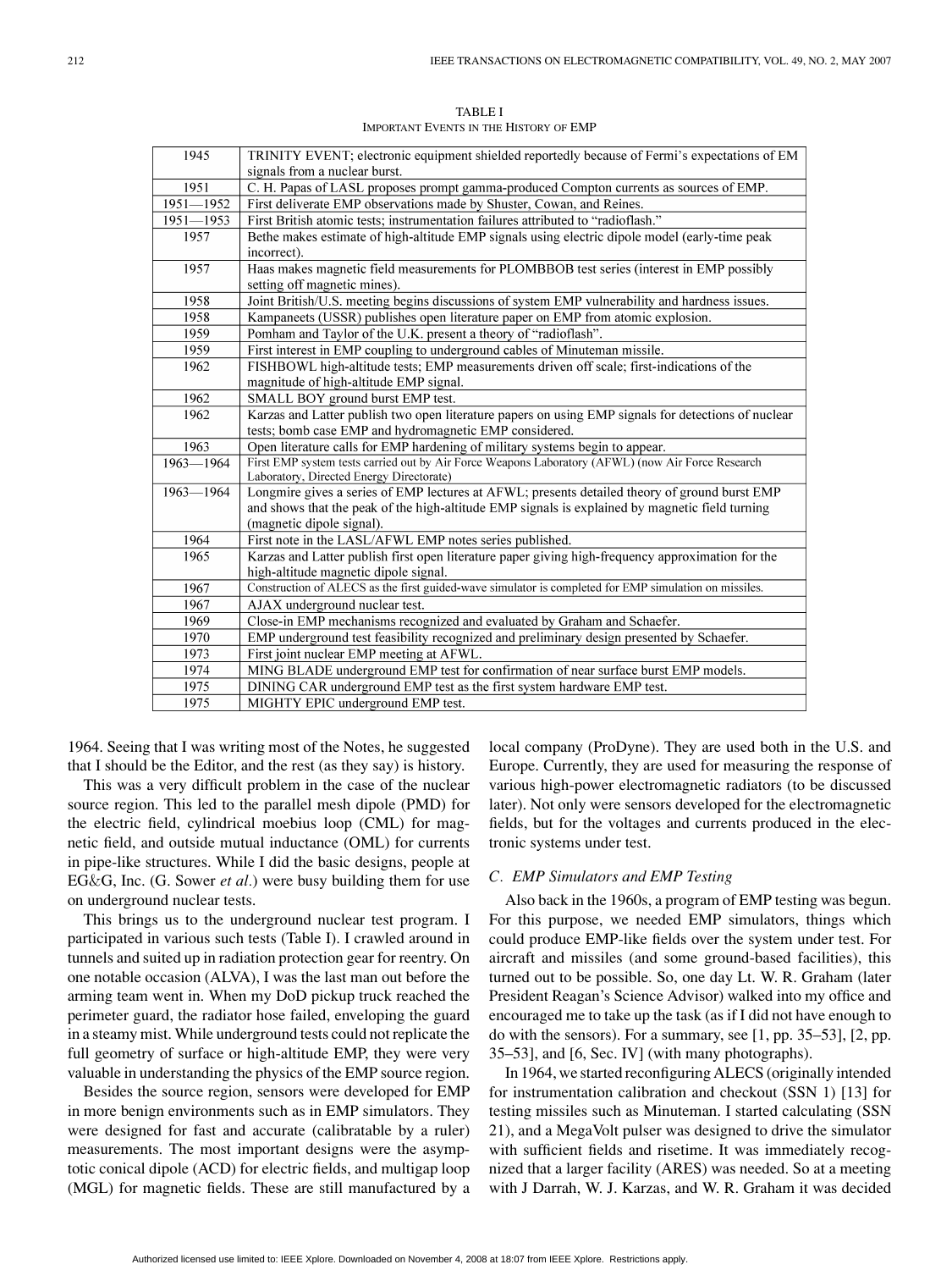TABLE I
IMPORTANT EVENTS IN THE HISTORY OF EMP

| | |
|---|---|
| 1945 | TRINITY EVENT; electronic equipment shielded reportedly because of Fermi's expectations of EM signals from a nuclear burst. |
| 1951 | C. H. Papas of LASL proposes prompt gamma-produced Compton currents as sources of EMP. |
| 1951—1952 | First deliverate EMP observations made by Shuster, Cowan, and Reines. |
| 1951—1953 | First British atomic tests; instrumentation failures attributed to "radioflash." |
| 1957 | Bethe makes estimate of high-altitude EMP signals using electric dipole model (early-time peak incorrect). |
| 1957 | Haas makes magnetic field measurements for PLOMBBOB test series (interest in EMP possibly setting off magnetic mines). |
| 1958 | Joint British/U.S. meeting begins discussions of system EMP vulnerability and hardness issues. |
| 1958 | Kampaneets (USSR) publishes open literature paper on EMP from atomic explosion. |
| 1959 | Pomham and Taylor of the U.K. present a theory of "radioflash". |
| 1959 | First interest in EMP coupling to underground cables of Minuteman missile. |
| 1962 | FISHBOWL high-altitude tests; EMP measurements driven off scale; first-indications of the magnitude of high-altitude EMP signal. |
| 1962 | SMALL BOY ground burst EMP test. |
| 1962 | Karzas and Latter publish two open literature papers on using EMP signals for detections of nuclear tests; bomb case EMP and hydromagnetic EMP considered. |
| 1963 | Open literature calls for EMP hardening of military systems begin to appear. |
| 1963—1964 | First EMP system tests carried out by Air Force Weapons Laboratory (AFWL) (now Air Force Research Laboratory, Directed Energy Directorate) |
| 1963—1964 | Longmire gives a series of EMP lectures at AFWL; presents detailed theory of ground burst EMP and shows that the peak of the high-altitude EMP signals is explained by magnetic field turning (magnetic dipole signal). |
| 1964 | First note in the LASL/AFWL EMP notes series published. |
| 1965 | Karzas and Latter publish first open literature paper giving high-frequency approximation for the high-altitude magnetic dipole signal. |
| 1967 | Construction of ALECS as the first guided-wave simulator is completed for EMP simulation on missiles. |
| 1967 | AJAX underground nuclear test. |
| 1969 | Close-in EMP mechanisms recognized and evaluated by Graham and Schaefer. |
| 1970 | EMP underground test feasibility recognized and preliminary design presented by Schaefer. |
| 1973 | First joint nuclear EMP meeting at AFWL. |
| 1974 | MING BLADE underground EMP test for confirmation of near surface burst EMP models. |
| 1975 | DINING CAR underground EMP test as the first system hardware EMP test. |
| 1975 | MIGHTY EPIC underground EMP test. |

1964. Seeing that I was writing most of the Notes, he suggested that I should be the Editor, and the rest (as they say) is history.

This was a very difficult problem in the case of the nuclear source region. This led to the parallel mesh dipole (PMD) for the electric field, cylindrical moebius loop (CML) for magnetic field, and outside mutual inductance (OML) for currents in pipe-like structures. While I did the basic designs, people at EG&G, Inc. (G. Sower *et al.*) were busy building them for use on underground nuclear tests.

This brings us to the underground nuclear test program. I participated in various such tests (Table I). I crawled around in tunnels and suited up in radiation protection gear for reentry. On one notable occasion (ALVA), I was the last man out before the arming team went in. When my DoD pickup truck reached the perimeter guard, the radiator hose failed, enveloping the guard in a steamy mist. While underground tests could not replicate the full geometry of surface or high-altitude EMP, they were very valuable in understanding the physics of the EMP source region.

Besides the source region, sensors were developed for EMP in more benign environments such as in EMP simulators. They were designed for fast and accurate (calibratable by a ruler) measurements. The most important designs were the asymptotic conical dipole (ACD) for electric fields, and multigap loop (MGL) for magnetic fields. These are still manufactured by a local company (ProDyne). They are used both in the U.S. and Europe. Currently, they are used for measuring the response of various high-power electromagnetic radiators (to be discussed later). Not only were sensors developed for the electromagnetic fields, but for the voltages and currents produced in the electronic systems under test.

### C. EMP Simulators and EMP Testing

Also back in the 1960s, a program of EMP testing was begun. For this purpose, we needed EMP simulators, things which could produce EMP-like fields over the system under test. For aircraft and missiles (and some ground-based facilities), this turned out to be possible. So, one day Lt. W. R. Graham (later President Reagan's Science Advisor) walked into my office and encouraged me to take up the task (as if I did not have enough to do with the sensors). For a summary, see [1, pp. 35–53], [2, pp. 35–53], and [6, Sec. IV] (with many photographs).

In 1964, we started reconfiguring ALECS (originally intended for instrumentation calibration and checkout (SSN 1) [13] for testing missiles such as Minuteman. I started calculating (SSN 21), and a MegaVolt pulser was designed to drive the simulator with sufficient fields and risetime. It was immediately recognized that a larger facility (ARES) was needed. So at a meeting with J Darrah, W. J. Karzas, and W. R. Graham it was decided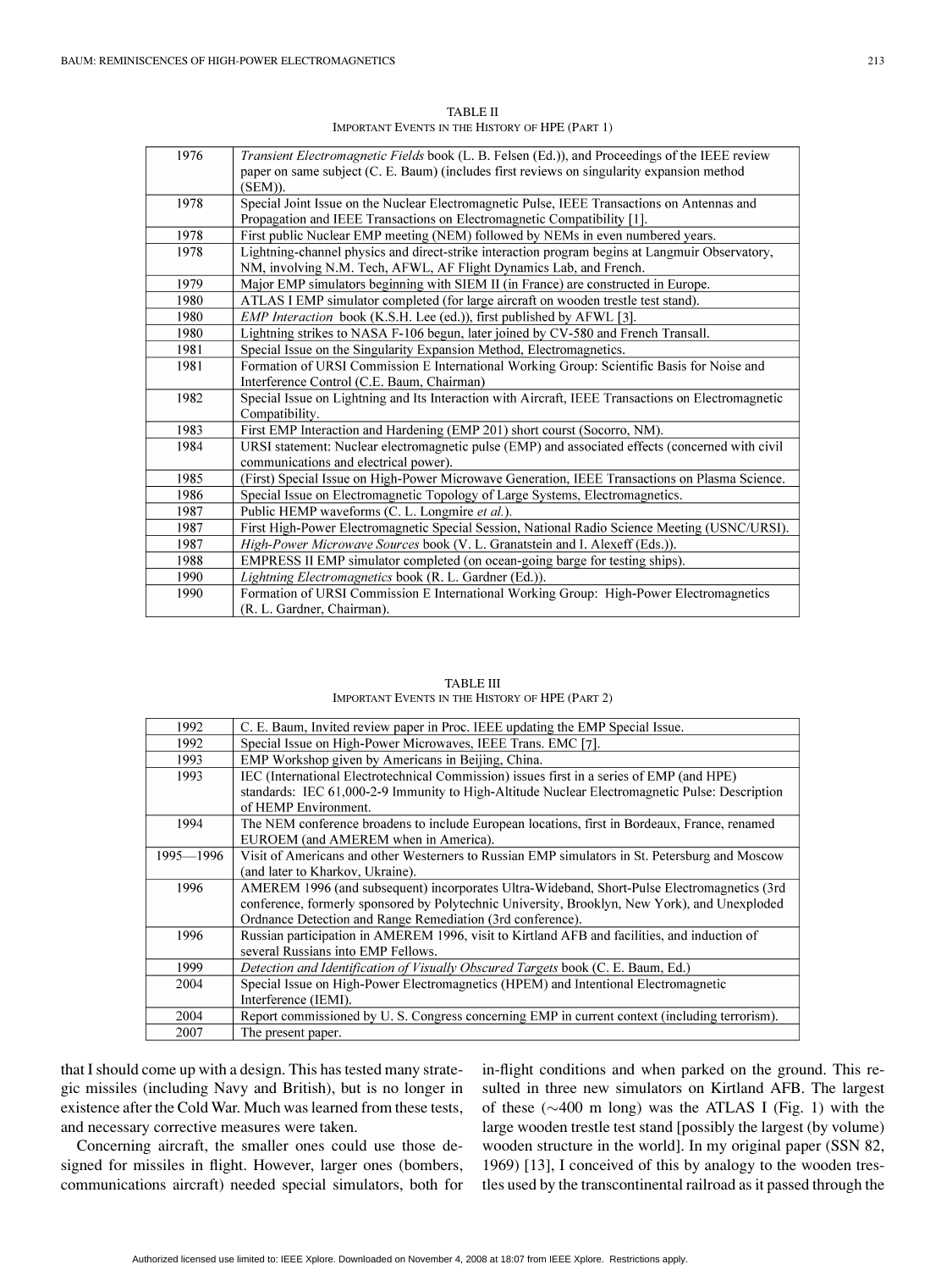TABLE II
IMPORTANT EVENTS IN THE HISTORY OF HPE (PART 1)

| | |
|---|---|
| 1976 | *Transient Electromagnetic Fields* book (L. B. Felsen (Ed.)), and Proceedings of the IEEE review paper on same subject (C. E. Baum) (includes first reviews on singularity expansion method (SEM)). |
| 1978 | Special Joint Issue on the Nuclear Electromagnetic Pulse, IEEE Transactions on Antennas and Propagation and IEEE Transactions on Electromagnetic Compatibility [1]. |
| 1978 | First public Nuclear EMP meeting (NEM) followed by NEMs in even numbered years. |
| 1978 | Lightning-channel physics and direct-strike interaction program begins at Langmuir Observatory, NM, involving N.M. Tech, AFWL, AF Flight Dynamics Lab, and French. |
| 1979 | Major EMP simulators beginning with SIEM II (in France) are constructed in Europe. |
| 1980 | ATLAS I EMP simulator completed (for large aircraft on wooden trestle test stand). |
| 1980 | *EMP Interaction* book (K.S.H. Lee (ed.)), first published by AFWL [3]. |
| 1980 | Lightning strikes to NASA F-106 begun, later joined by CV-580 and French Transall. |
| 1981 | Special Issue on the Singularity Expansion Method, Electromagnetics. |
| 1981 | Formation of URSI Commission E International Working Group: Scientific Basis for Noise and Interference Control (C.E. Baum, Chairman) |
| 1982 | Special Issue on Lightning and Its Interaction with Aircraft, IEEE Transactions on Electromagnetic Compatibility. |
| 1983 | First EMP Interaction and Hardening (EMP 201) short court (Socorro, NM). |
| 1984 | URSI statement: Nuclear electromagnetic pulse (EMP) and associated effects (concerned with civil communications and electrical power). |
| 1985 | (First) Special Issue on High-Power Microwave Generation, IEEE Transactions on Plasma Science. |
| 1986 | Special Issue on Electromagnetic Topology of Large Systems, Electromagnetics. |
| 1987 | Public HEMP waveforms (C. L. Longmire *et al.*). |
| 1987 | First High-Power Electromagnetic Special Session, National Radio Science Meeting (USNC/URSI). |
| 1987 | *High-Power Microwave Sources* book (V. L. Granatstein and I. Alexeff (Eds.)). |
| 1988 | EMPRESS II EMP simulator completed (on ocean-going barge for testing ships). |
| 1990 | *Lightning Electromagnetics* book (R. L. Gardner (Ed.)). |
| 1990 | Formation of URSI Commission E International Working Group: High-Power Electromagnetics (R. L. Gardner, Chairman). |

TABLE III
IMPORTANT EVENTS IN THE HISTORY OF HPE (PART 2)

| | |
|---|---|
| 1992 | C. E. Baum, Invited review paper in Proc. IEEE updating the EMP Special Issue. |
| 1992 | Special Issue on High-Power Microwaves, IEEE Trans. EMC [7]. |
| 1993 | EMP Workshop given by Americans in Beijing, China. |
| 1993 | IEC (International Electrotechnical Commission) issues first in a series of EMP (and HPE) standards: IEC 61,000-2-9 Immunity to High-Altitude Nuclear Electromagnetic Pulse: Description of HEMP Environment. |
| 1994 | The NEM conference broadens to include European locations, first in Bordeaux, France, renamed EUROEM (and AMEREM when in America). |
| 1995—1996 | Visit of Americans and other Westerners to Russian EMP simulators in St. Petersburg and Moscow (and later to Kharkov, Ukraine). |
| 1996 | AMEREM 1996 (and subsequent) incorporates Ultra-Wideband, Short-Pulse Electromagnetics (3rd conference, formerly sponsored by Polytechnic University, Brooklyn, New York), and Unexploded Ordnance Detection and Range Remediation (3rd conference). |
| 1996 | Russian participation in AMEREM 1996, visit to Kirtland AFB and facilities, and induction of several Russians into EMP Fellows. |
| 1999 | *Detection and Identification of Visually Obscured Targets* book (C. E. Baum, Ed.) |
| 2004 | Special Issue on High-Power Electromagnetics (HPEM) and Intentional Electromagnetic Interference (IEMI). |
| 2004 | Report commissioned by U. S. Congress concerning EMP in current context (including terrorism). |
| 2007 | The present paper. |

that I should come up with a design. This has tested many strategic missiles (including Navy and British), but is no longer in existence after the Cold War. Much was learned from these tests, and necessary corrective measures were taken.

Concerning aircraft, the smaller ones could use those designed for missiles in flight. However, larger ones (bombers, communications aircraft) needed special simulators, both for in-flight conditions and when parked on the ground. This resulted in three new simulators on Kirtland AFB. The largest of these (~400 m long) was the ATLAS I (Fig. 1) with the large wooden trestle test stand [possibly the largest (by volume) wooden structure in the world]. In my original paper (SSN 82, 1969) [13], I conceived of this by analogy to the wooden trestles used by the transcontinental railroad as it passed through the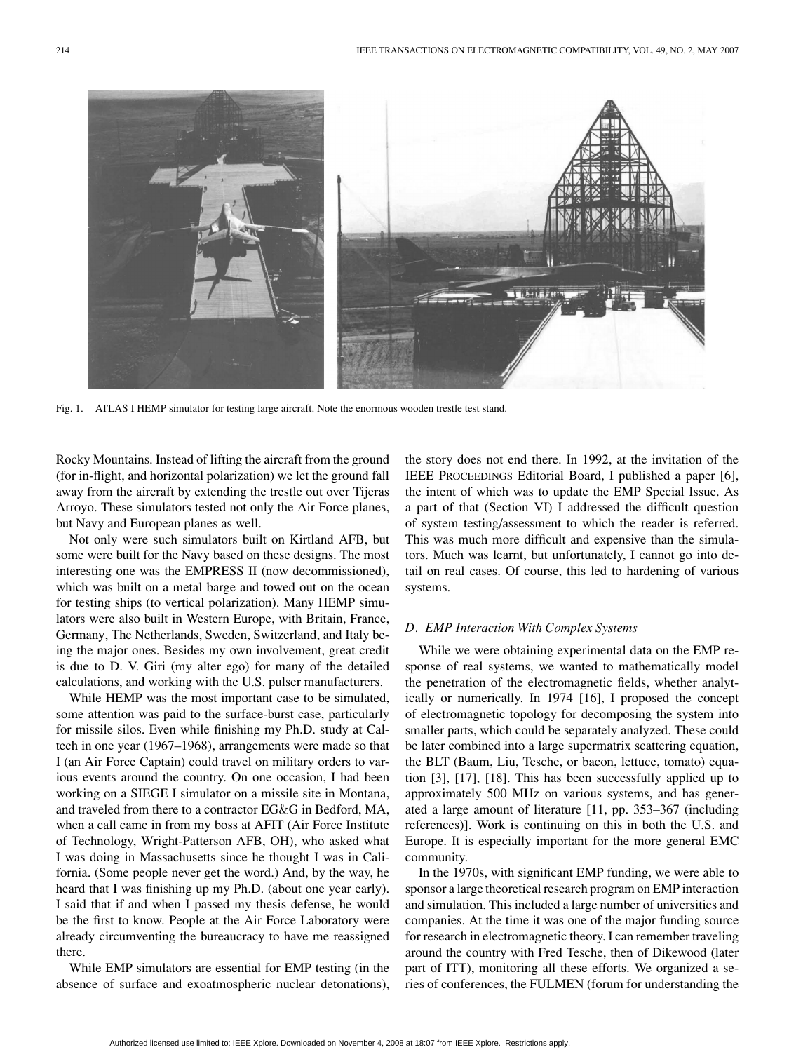Fig. 1. ATLAS I HEMP simulator for testing large aircraft. Note the enormous wooden trestle test stand.

Rocky Mountains. Instead of lifting the aircraft from the ground (for in-flight, and horizontal polarization) we let the ground fall away from the aircraft by extending the trestle out over Tijeras Arroyo. These simulators tested not only the Air Force planes, but Navy and European planes as well.

Not only were such simulators built on Kirtland AFB, but some were built for the Navy based on these designs. The most interesting one was the EMPRESS II (now decommissioned), which was built on a metal barge and towed out on the ocean for testing ships (to vertical polarization). Many HEMP simulators were also built in Western Europe, with Britain, France, Germany, The Netherlands, Sweden, Switzerland, and Italy being the major ones. Besides my own involvement, great credit is due to D. V. Giri (my alter ego) for many of the detailed calculations, and working with the U.S. pulser manufacturers.

While HEMP was the most important case to be simulated, some attention was paid to the surface-burst case, particularly for missile silos. Even while finishing my Ph.D. study at Caltech in one year (1967–1968), arrangements were made so that I (an Air Force Captain) could travel on military orders to various events around the country. On one occasion, I had been working on a SIEGE I simulator on a missile site in Montana, and traveled from there to a contractor EG&G in Bedford, MA, when a call came in from my boss at AFIT (Air Force Institute of Technology, Wright-Patterson AFB, OH), who asked what I was doing in Massachusetts since he thought I was in California. (Some people never get the word.) And, by the way, he heard that I was finishing up my Ph.D. (about one year early). I said that if and when I passed my thesis defense, he would be the first to know. People at the Air Force Laboratory were already circumventing the bureaucracy to have me reassigned there.

While EMP simulators are essential for EMP testing (in the absence of surface and exoatmospheric nuclear detonations), the story does not end there. In 1992, at the invitation of the IEEE PROCEEDINGS Editorial Board, I published a paper [6], the intent of which was to update the EMP Special Issue. As a part of that (Section VI) I addressed the difficult question of system testing/assessment to which the reader is referred. This was much more difficult and expensive than the simulators. Much was learnt, but unfortunately, I cannot go into detail on real cases. Of course, this led to hardening of various systems.

### *D. EMP Interaction With Complex Systems*

While we were obtaining experimental data on the EMP response of real systems, we wanted to mathematically model the penetration of the electromagnetic fields, whether analytically or numerically. In 1974 [16], I proposed the concept of electromagnetic topology for decomposing the system into smaller parts, which could be separately analyzed. These could be later combined into a large supermatrix scattering equation, the BLT (Baum, Liu, Tesche, or bacon, lettuce, tomato) equation [3], [17], [18]. This has been successfully applied up to approximately 500 MHz on various systems, and has generated a large amount of literature [11, pp. 353–367 (including references)]. Work is continuing on this in both the U.S. and Europe. It is especially important for the more general EMC community.

In the 1970s, with significant EMP funding, we were able to sponsor a large theoretical research program on EMP interaction and simulation. This included a large number of universities and companies. At the time it was one of the major funding source for research in electromagnetic theory. I can remember traveling around the country with Fred Tesche, then of Dikewood (later part of ITT), monitoring all these efforts. We organized a series of conferences, the FULMEN (forum for understanding the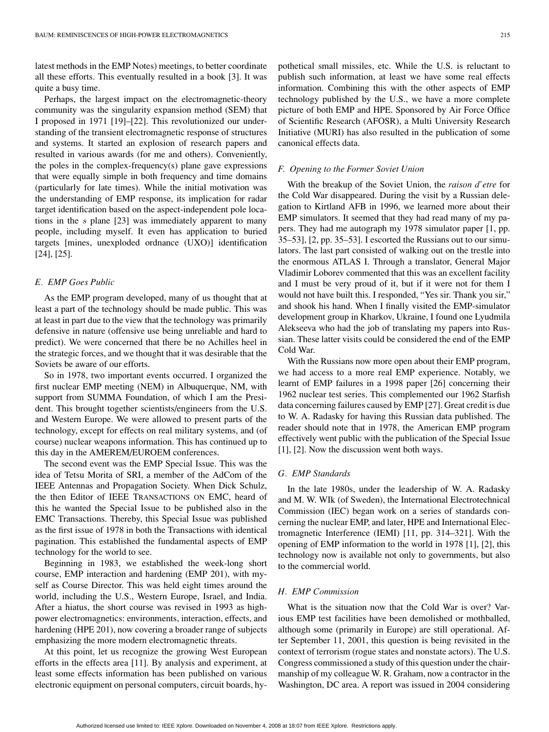latest methods in the EMP Notes) meetings, to better coordinate all these efforts. This eventually resulted in a book [3]. It was quite a busy time.

Perhaps, the largest impact on the electromagnetic-theory community was the singularity expansion method (SEM) that I proposed in 1971 [19]–[22]. This revolutionized our understanding of the transient electromagnetic response of structures and systems. It started an explosion of research papers and resulted in various awards (for me and others). Conveniently, the poles in the complex-frequency(s) plane gave expressions that were equally simple in both frequency and time domains (particularly for late times). While the initial motivation was the understanding of EMP response, its implication for radar target identification based on the aspect-independent pole locations in the $s$ plane [23] was immediately apparent to many people, including myself. It even has application to buried targets [mines, unexploded ordnance (UXO)] identification [24], [25].

### *E. EMP Goes Public*

As the EMP program developed, many of us thought that at least a part of the technology should be made public. This was at least in part due to the view that the technology was primarily defensive in nature (offensive use being unreliable and hard to predict). We were concerned that there be no Achilles heel in the strategic forces, and we thought that it was desirable that the Soviets be aware of our efforts.

So in 1978, two important events occurred. I organized the first nuclear EMP meeting (NEM) in Albuquerque, NM, with support from SUMMA Foundation, of which I am the President. This brought together scientists/engineers from the U.S. and Western Europe. We were allowed to present parts of the technology, except for effects on real military systems, and (of course) nuclear weapons information. This has continued up to this day in the AMEREM/EUROEM conferences.

The second event was the EMP Special Issue. This was the idea of Tetsu Morita of SRI, a member of the AdCom of the IEEE Antennas and Propagation Society. When Dick Schulz, the then Editor of IEEE TRANSACTIONS ON EMC, heard of this he wanted the Special Issue to be published also in the EMC Transactions. Thereby, this Special Issue was published as the first issue of 1978 in both the Transactions with identical pagination. This established the fundamental aspects of EMP technology for the world to see.

Beginning in 1983, we established the week-long short course, EMP interaction and hardening (EMP 201), with myself as Course Director. This was held eight times around the world, including the U.S., Western Europe, Israel, and India. After a hiatus, the short course was revised in 1993 as high-power electromagnetics: environments, interaction, effects, and hardening (HPE 201), now covering a broader range of subjects emphasizing the more modern electromagnetic threats.

At this point, let us recognize the growing West European efforts in the effects area [11]. By analysis and experiment, at least some effects information has been published on various electronic equipment on personal computers, circuit boards, hypothetical small missiles, etc. While the U.S. is reluctant to publish such information, at least we have some real effects information. Combining this with the other aspects of EMP technology published by the U.S., we have a more complete picture of both EMP and HPE. Sponsored by Air Force Office of Scientific Research (AFOSR), a Multi University Research Initiative (MURI) has also resulted in the publication of some canonical effects data.

### *F. Opening to the Former Soviet Union*

With the breakup of the Soviet Union, the *raison d'etre* for the Cold War disappeared. During the visit by a Russian delegation to Kirtland AFB in 1996, we learned more about their EMP simulators. It seemed that they had read many of my papers. They had me autograph my 1978 simulator paper [1, pp. 35–53], [2, pp. 35–53]. I escorted the Russians out to our simulators. The last part consisted of walking out on the trestle into the enormous ATLAS I. Through a translator, General Major Vladimir Loborev commented that this was an excellent facility and I must be very proud of it, but if it were not for them I would not have built this. I responded, "Yes sir. Thank you sir," and shook his hand. When I finally visited the EMP-simulator development group in Kharkov, Ukraine, I found one Lyudmila Alekseeva who had the job of translating my papers into Russian. These latter visits could be considered the end of the EMP Cold War.

With the Russians now more open about their EMP program, we had access to a more real EMP experience. Notably, we learnt of EMP failures in a 1998 paper [26] concerning their 1962 nuclear test series. This complemented our 1962 Starfish data concerning failures caused by EMP [27]. Great credit is due to W. A. Radasky for having this Russian data published. The reader should note that in 1978, the American EMP program effectively went public with the publication of the Special Issue [1], [2]. Now the discussion went both ways.

### *G. EMP Standards*

In the late 1980s, under the leadership of W. A. Radasky and M. W. WIk (of Sweden), the International Electrotechnical Commission (IEC) began work on a series of standards concerning the nuclear EMP, and later, HPE and International Electromagnetic Interference (IEMI) [11, pp. 314–321]. With the opening of EMP information to the world in 1978 [1], [2], this technology now is available not only to governments, but also to the commercial world.

### *H. EMP Commission*

What is the situation now that the Cold War is over? Various EMP test facilities have been demolished or mothballed, although some (primarily in Europe) are still operational. After September 11, 2001, this question is being revisited in the context of terrorism (rogue states and nonstate actors). The U.S. Congress commissioned a study of this question under the chairmanship of my colleague W. R. Graham, now a contractor in the Washington, DC area. A report was issued in 2004 considering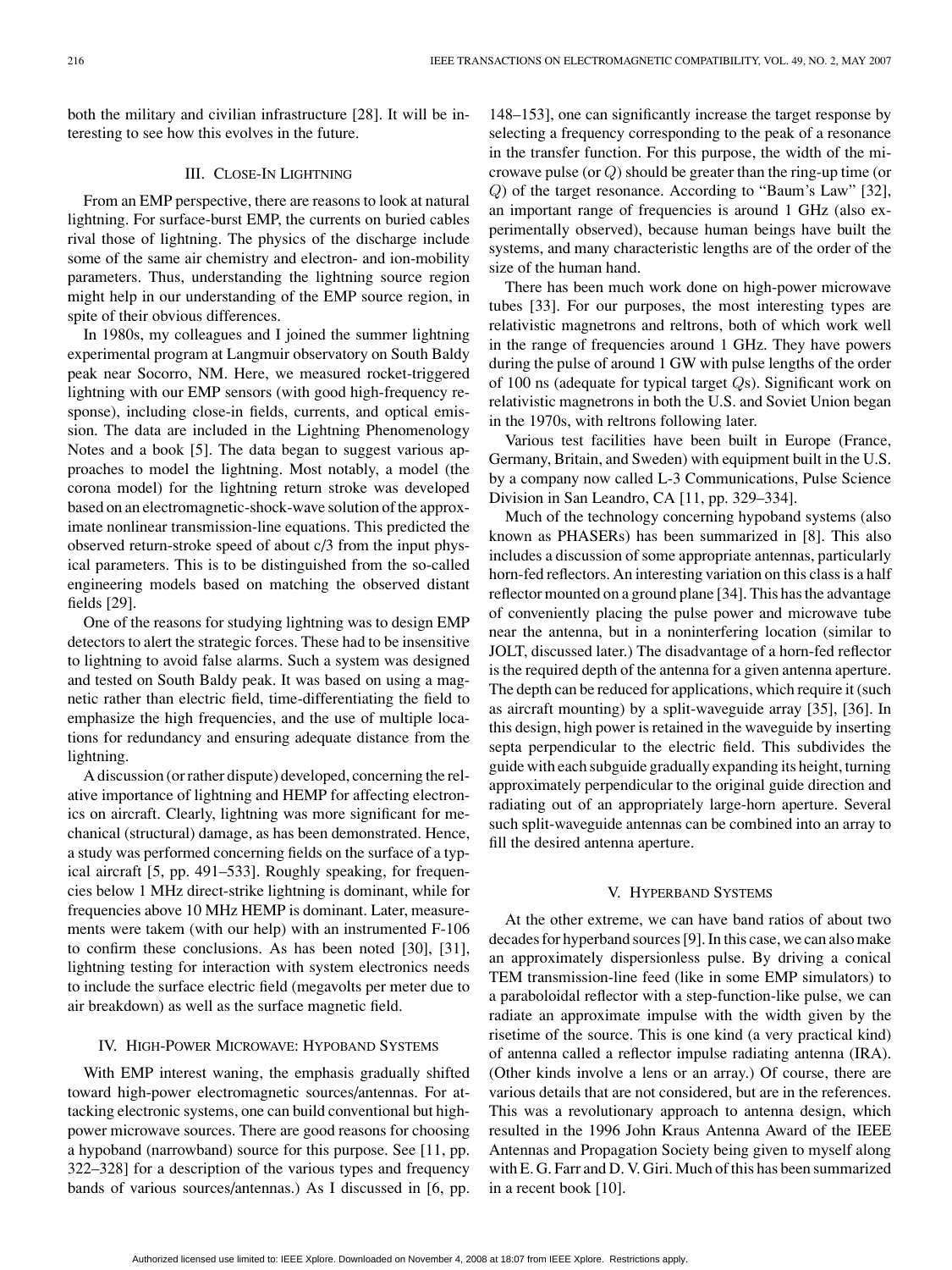both the military and civilian infrastructure [28]. It will be interesting to see how this evolves in the future.

## III. Close-In Lightning

From an EMP perspective, there are reasons to look at natural lightning. For surface-burst EMP, the currents on buried cables rival those of lightning. The physics of the discharge include some of the same air chemistry and electron- and ion-mobility parameters. Thus, understanding the lightning source region might help in our understanding of the EMP source region, in spite of their obvious differences.

In 1980s, my colleagues and I joined the summer lightning experimental program at Langmuir observatory on South Baldy peak near Socorro, NM. Here, we measured rocket-triggered lightning with our EMP sensors (with good high-frequency response), including close-in fields, currents, and optical emission. The data are included in the Lightning Phenomenology Notes and a book [5]. The data began to suggest various approaches to model the lightning. Most notably, a model (the corona model) for the lightning return stroke was developed based on an electromagnetic-shock-wave solution of the approximate nonlinear transmission-line equations. This predicted the observed return-stroke speed of about c/3 from the input physical parameters. This is to be distinguished from the so-called engineering models based on matching the observed distant fields [29].

One of the reasons for studying lightning was to design EMP detectors to alert the strategic forces. These had to be insensitive to lightning to avoid false alarms. Such a system was designed and tested on South Baldy peak. It was based on using a magnetic rather than electric field, time-differentiating the field to emphasize the high frequencies, and the use of multiple locations for redundancy and ensuring adequate distance from the lightning.

A discussion (or rather dispute) developed, concerning the relative importance of lightning and HEMP for affecting electronics on aircraft. Clearly, lightning was more significant for mechanical (structural) damage, as has been demonstrated. Hence, a study was performed concerning fields on the surface of a typical aircraft [5, pp. 491–533]. Roughly speaking, for frequencies below 1 MHz direct-strike lightning is dominant, while for frequencies above 10 MHz HEMP is dominant. Later, measurements were takem (with our help) with an instrumented F-106 to confirm these conclusions. As has been noted [30], [31], lightning testing for interaction with system electronics needs to include the surface electric field (megavolts per meter due to air breakdown) as well as the surface magnetic field.

## IV. High-Power Microwave: Hypoband Systems

With EMP interest waning, the emphasis gradually shifted toward high-power electromagnetic sources/antennas. For attacking electronic systems, one can build conventional but high-power microwave sources. There are good reasons for choosing a hypoband (narrowband) source for this purpose. See [11, pp. 322–328] for a description of the various types and frequency bands of various sources/antennas.) As I discussed in [6, pp. 148–153], one can significantly increase the target response by selecting a frequency corresponding to the peak of a resonance in the transfer function. For this purpose, the width of the microwave pulse (or $Q$) should be greater than the ring-up time (or $Q$) of the target resonance. According to "Baum's Law" [32], an important range of frequencies is around 1 GHz (also experimentally observed), because human beings have built the systems, and many characteristic lengths are of the order of the size of the human hand.

There has been much work done on high-power microwave tubes [33]. For our purposes, the most interesting types are relativistic magnetrons and reltrons, both of which work well in the range of frequencies around 1 GHz. They have powers during the pulse of around 1 GW with pulse lengths of the order of 100 ns (adequate for typical target $Q$s). Significant work on relativistic magnetrons in both the U.S. and Soviet Union began in the 1970s, with reltrons following later.

Various test facilities have been built in Europe (France, Germany, Britain, and Sweden) with equipment built in the U.S. by a company now called L-3 Communications, Pulse Science Division in San Leandro, CA [11, pp. 329–334].

Much of the technology concerning hypoband systems (also known as PHASERs) has been summarized in [8]. This also includes a discussion of some appropriate antennas, particularly horn-fed reflectors. An interesting variation on this class is a half reflector mounted on a ground plane [34]. This has the advantage of conveniently placing the pulse power and microwave tube near the antenna, but in a noninterfering location (similar to JOLT, discussed later.) The disadvantage of a horn-fed reflector is the required depth of the antenna for a given antenna aperture. The depth can be reduced for applications, which require it (such as aircraft mounting) by a split-waveguide array [35], [36]. In this design, high power is retained in the waveguide by inserting septa perpendicular to the electric field. This subdivides the guide with each subguide gradually expanding its height, turning approximately perpendicular to the original guide direction and radiating out of an appropriately large-horn aperture. Several such split-waveguide antennas can be combined into an array to fill the desired antenna aperture.

## V. Hyperband Systems

At the other extreme, we can have band ratios of about two decades for hyperband sources [9]. In this case, we can also make an approximately dispersionless pulse. By driving a conical TEM transmission-line feed (like in some EMP simulators) to a paraboloidal reflector with a step-function-like pulse, we can radiate an approximate impulse with the width given by the risetime of the source. This is one kind (a very practical kind) of antenna called a reflector impulse radiating antenna (IRA). (Other kinds involve a lens or an array.) Of course, there are various details that are not considered, but are in the references. This was a revolutionary approach to antenna design, which resulted in the 1996 John Kraus Antenna Award of the IEEE Antennas and Propagation Society being given to myself along with E. G. Farr and D. V. Giri. Much of this has been summarized in a recent book [10].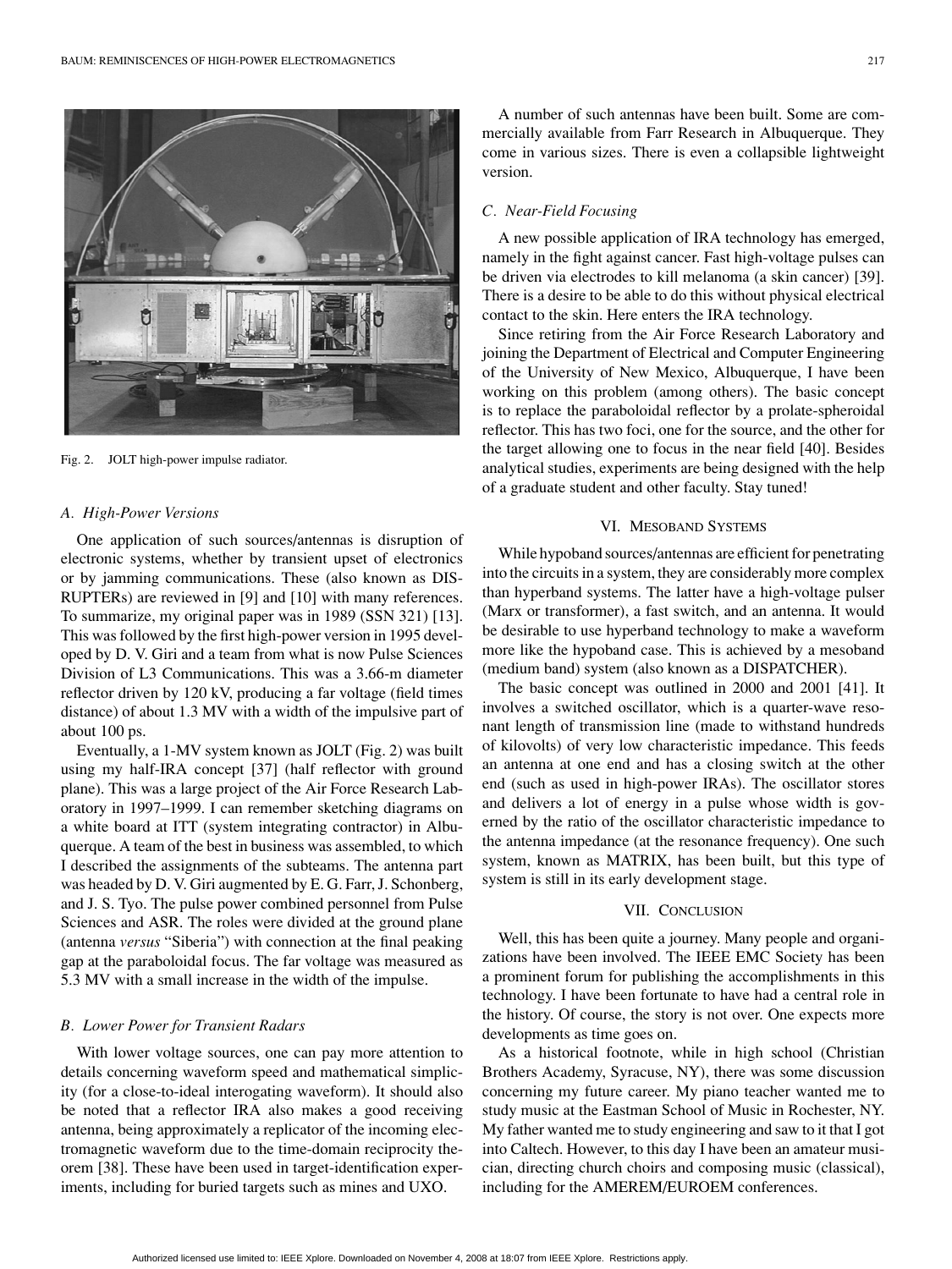Fig. 2. JOLT high-power impulse radiator.

### *A. High-Power Versions*

One application of such sources/antennas is disruption of electronic systems, whether by transient upset of electronics or by jamming communications. These (also known as DISRUPTERs) are reviewed in [9] and [10] with many references. To summarize, my original paper was in 1989 (SSN 321) [13]. This was followed by the first high-power version in 1995 developed by D. V. Giri and a team from what is now Pulse Sciences Division of L3 Communications. This was a 3.66-m diameter reflector driven by 120 kV, producing a far voltage (field times distance) of about 1.3 MV with a width of the impulsive part of about 100 ps.

Eventually, a 1-MV system known as JOLT (Fig. 2) was built using my half-IRA concept [37] (half reflector with ground plane). This was a large project of the Air Force Research Laboratory in 1997–1999. I can remember sketching diagrams on a white board at ITT (system integrating contractor) in Albuquerque. A team of the best in business was assembled, to which I described the assignments of the subteams. The antenna part was headed by D. V. Giri augmented by E. G. Farr, J. Schonberg, and J. S. Tyo. The pulse power combined personnel from Pulse Sciences and ASR. The roles were divided at the ground plane (antenna *versus* "Siberia") with connection at the final peaking gap at the paraboloidal focus. The far voltage was measured as 5.3 MV with a small increase in the width of the impulse.

### *B. Lower Power for Transient Radars*

With lower voltage sources, one can pay more attention to details concerning waveform speed and mathematical simplicity (for a close-to-ideal interogating waveform). It should also be noted that a reflector IRA also makes a good receiving antenna, being approximately a replicator of the incoming electromagnetic waveform due to the time-domain reciprocity theorem [38]. These have been used in target-identification experiments, including for buried targets such as mines and UXO.

A number of such antennas have been built. Some are commercially available from Farr Research in Albuquerque. They come in various sizes. There is even a collapsible lightweight version.

### *C. Near-Field Focusing*

A new possible application of IRA technology has emerged, namely in the fight against cancer. Fast high-voltage pulses can be driven via electrodes to kill melanoma (a skin cancer) [39]. There is a desire to be able to do this without physical electrical contact to the skin. Here enters the IRA technology.

Since retiring from the Air Force Research Laboratory and joining the Department of Electrical and Computer Engineering of the University of New Mexico, Albuquerque, I have been working on this problem (among others). The basic concept is to replace the paraboloidal reflector by a prolate-spheroidal reflector. This has two foci, one for the source, and the other for the target allowing one to focus in the near field [40]. Besides analytical studies, experiments are being designed with the help of a graduate student and other faculty. Stay tuned!

## VI. Mesoband Systems

While hypoband sources/antennas are efficient for penetrating into the circuits in a system, they are considerably more complex than hyperband systems. The latter have a high-voltage pulser (Marx or transformer), a fast switch, and an antenna. It would be desirable to use hyperband technology to make a waveform more like the hypoband case. This is achieved by a mesoband (medium band) system (also known as a DISPATCHER).

The basic concept was outlined in 2000 and 2001 [41]. It involves a switched oscillator, which is a quarter-wave resonant length of transmission line (made to withstand hundreds of kilovolts) of very low characteristic impedance. This feeds an antenna at one end and has a closing switch at the other end (such as used in high-power IRAs). The oscillator stores and delivers a lot of energy in a pulse whose width is governed by the ratio of the oscillator characteristic impedance to the antenna impedance (at the resonance frequency). One such system, known as MATRIX, has been built, but this type of system is still in its early development stage.

## VII. Conclusion

Well, this has been quite a journey. Many people and organizations have been involved. The IEEE EMC Society has been a prominent forum for publishing the accomplishments in this technology. I have been fortunate to have had a central role in the history. Of course, the story is not over. One expects more developments as time goes on.

As a historical footnote, while in high school (Christian Brothers Academy, Syracuse, NY), there was some discussion concerning my future career. My piano teacher wanted me to study music at the Eastman School of Music in Rochester, NY. My father wanted me to study engineering and saw to it that I got into Caltech. However, to this day I have been an amateur musician, directing church choirs and composing music (classical), including for the AMEREM/EUROEM conferences.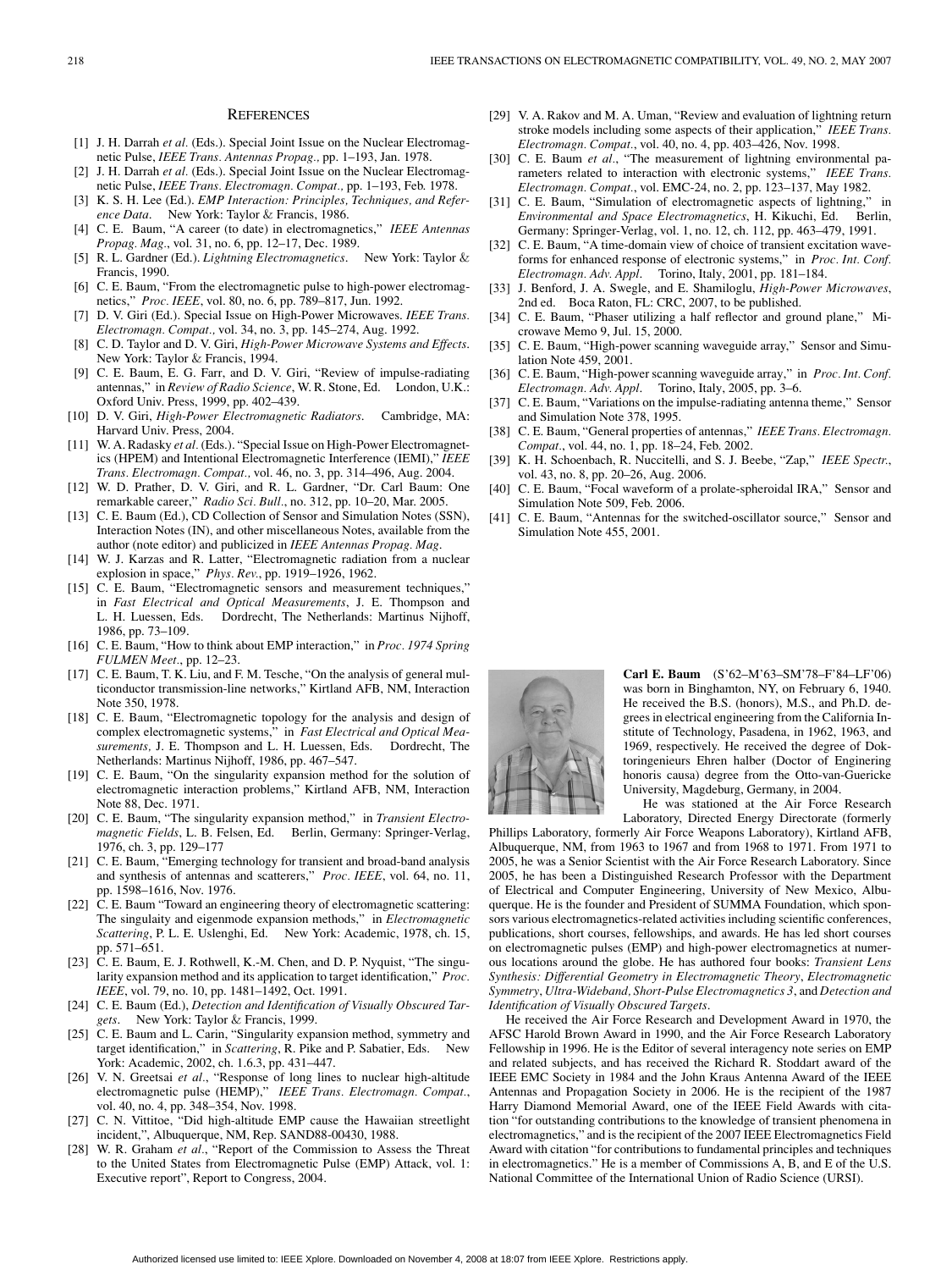## REFERENCES

[1] J. H. Darrah *et al.* (Eds.). Special Joint Issue on the Nuclear Electromagnetic Pulse, *IEEE Trans. Antennas Propag.*, pp. 1–193, Jan. 1978.

[2] J. H. Darrah *et al.* (Eds.). Special Joint Issue on the Nuclear Electromagnetic Pulse, *IEEE Trans. Electromagn. Compat.*, pp. 1–193, Feb. 1978.

[3] K. S. H. Lee (Ed.). *EMP Interaction: Principles, Techniques, and Reference Data*. New York: Taylor & Francis, 1986.

[4] C. E. Baum, "A career (to date) in electromagnetics," *IEEE Antennas Propag. Mag.*, vol. 31, no. 6, pp. 12–17, Dec. 1989.

[5] R. L. Gardner (Ed.). *Lightning Electromagnetics*. New York: Taylor & Francis, 1990.

[6] C. E. Baum, "From the electromagnetic pulse to high-power electromagnetics," *Proc. IEEE*, vol. 80, no. 6, pp. 789–817, Jun. 1992.

[7] D. V. Giri (Ed.). Special Issue on High-Power Microwaves. *IEEE Trans. Electromagn. Compat.*, vol. 34, no. 3, pp. 145–274, Aug. 1992.

[8] C. D. Taylor and D. V. Giri, *High-Power Microwave Systems and Effects*. New York: Taylor & Francis, 1994.

[9] C. E. Baum, E. G. Farr, and D. V. Giri, "Review of impulse-radiating antennas," in *Review of Radio Science*, W. R. Stone, Ed. London, U.K.: Oxford Univ. Press, 1999, pp. 402–439.

[10] D. V. Giri, *High-Power Electromagnetic Radiators*. Cambridge, MA: Harvard Univ. Press, 2004.

[11] W. A. Radasky *et al*. (Eds.). "Special Issue on High-Power Electromagnetics (HPEM) and Intentional Electromagnetic Interference (IEMI)," *IEEE Trans. Electromagn. Compat.*, vol. 46, no. 3, pp. 314–496, Aug. 2004.

[12] W. D. Prather, D. V. Giri, and R. L. Gardner, "Dr. Carl Baum: One remarkable career," *Radio Sci. Bull.*, no. 312, pp. 10–20, Mar. 2005.

[13] C. E. Baum (Ed.), CD Collection of Sensor and Simulation Notes (SSN), Interaction Notes (IN), and other miscellaneous Notes, available from the author (note editor) and publicized in *IEEE Antennas Propag. Mag*.

[14] W. J. Karzas and R. Latter, "Electromagnetic radiation from a nuclear explosion in space," *Phys. Rev.*, pp. 1919–1926, 1962.

[15] C. E. Baum, "Electromagnetic sensors and measurement techniques," in *Fast Electrical and Optical Measurements*, J. E. Thompson and L. H. Luessen, Eds. Dordrecht, The Netherlands: Martinus Nijhoff, 1986, pp. 73–109.

[16] C. E. Baum, "How to think about EMP interaction," in *Proc. 1974 Spring FULMEN Meet.*, pp. 12–23.

[17] C. E. Baum, T. K. Liu, and F. M. Tesche, "On the analysis of general multiconductor transmission-line networks," Kirtland AFB, NM, Interaction Note 350, 1978.

[18] C. E. Baum, "Electromagnetic topology for the analysis and design of complex electromagnetic systems," in *Fast Electrical and Optical Measurements,* J. E. Thompson and L. H. Luessen, Eds. Dordrecht, The Netherlands: Martinus Nijhoff, 1986, pp. 467–547.

[19] C. E. Baum, "On the singularity expansion method for the solution of electromagnetic interaction problems," Kirtland AFB, NM, Interaction Note 88, Dec. 1971.

[20] C. E. Baum, "The singularity expansion method," in *Transient Electromagnetic Fields*, L. B. Felsen, Ed. Berlin, Germany: Springer-Verlag, 1976, ch. 3, pp. 129–177

[21] C. E. Baum, "Emerging technology for transient and broad-band analysis and synthesis of antennas and scatterers," *Proc. IEEE*, vol. 64, no. 11, pp. 1598–1616, Nov. 1976.

[22] C. E. Baum "Toward an engineering theory of electromagnetic scattering: The singulaity and eigenmode expansion methods," in *Electromagnetic Scattering*, P. L. E. Uslenghi, Ed. New York: Academic, 1978, ch. 15, pp. 571–651.

[23] C. E. Baum, E. J. Rothwell, K.-M. Chen, and D. P. Nyquist, "The singularity expansion method and its application to target identification," *Proc. IEEE*, vol. 79, no. 10, pp. 1481–1492, Oct. 1991.

[24] C. E. Baum (Ed.), *Detection and Identification of Visually Obscured Targets*. New York: Taylor & Francis, 1999.

[25] C. E. Baum and L. Carin, "Singularity expansion method, symmetry and target identification," in *Scattering*, R. Pike and P. Sabatier, Eds. New York: Academic, 2002, ch. 1.6.3, pp. 431–447.

[26] V. N. Greetsai *et al*., "Response of long lines to nuclear high-altitude electromagnetic pulse (HEMP)," *IEEE Trans. Electromagn. Compat.*, vol. 40, no. 4, pp. 348–354, Nov. 1998.

[27] C. N. Vittitoe, "Did high-altitude EMP cause the Hawaiian streetlight incident,", Albuquerque, NM, Rep. SAND88-00430, 1988.

[28] W. R. Graham *et al*., "Report of the Commission to Assess the Threat to the United States from Electromagnetic Pulse (EMP) Attack, vol. 1: Executive report", Report to Congress, 2004.

[29] V. A. Rakov and M. A. Uman, "Review and evaluation of lightning return stroke models including some aspects of their application," *IEEE Trans. Electromagn. Compat.*, vol. 40, no. 4, pp. 403–426, Nov. 1998.

[30] C. E. Baum *et al*., "The measurement of lightning environmental parameters related to interaction with electronic systems," *IEEE Trans. Electromagn. Compat.*, vol. EMC-24, no. 2, pp. 123–137, May 1982.

[31] C. E. Baum, "Simulation of electromagnetic aspects of lightning," in *Environmental and Space Electromagnetics*, H. Kikuchi, Ed. Berlin, Germany: Springer-Verlag, vol. 1, no. 12, ch. 112, pp. 463–479, 1991.

[32] C. E. Baum, "A time-domain view of choice of transient excitation waveforms for enhanced response of electronic systems," in *Proc. Int. Conf. Electromagn. Adv. Appl*. Torino, Italy, 2001, pp. 181–184.

[33] J. Benford, J. A. Swegle, and E. Shamiloglu, *High-Power Microwaves*, 2nd ed. Boca Raton, FL: CRC, 2007, to be published.

[34] C. E. Baum, "Phaser utilizing a half reflector and ground plane," Microwave Memo 9, Jul. 15, 2000.

[35] C. E. Baum, "High-power scanning waveguide array," Sensor and Simulation Note 459, 2001.

[36] C. E. Baum, "High-power scanning waveguide array," in *Proc. Int. Conf. Electromagn. Adv. Appl*. Torino, Italy, 2005, pp. 3–6.

[37] C. E. Baum, "Variations on the impulse-radiating antenna theme," Sensor and Simulation Note 378, 1995.

[38] C. E. Baum, "General properties of antennas," *IEEE Trans. Electromagn. Compat.*, vol. 44, no. 1, pp. 18–24, Feb. 2002.

[39] K. H. Schoenbach, R. Nuccitelli, and S. J. Beebe, "Zap," *IEEE Spectr.*, vol. 43, no. 8, pp. 20–26, Aug. 2006.

[40] C. E. Baum, "Focal waveform of a prolate-spheroidal IRA," Sensor and Simulation Note 509, Feb. 2006.

[41] C. E. Baum, "Antennas for the switched-oscillator source," Sensor and Simulation Note 455, 2001.

**Carl E. Baum** (S'62–M'63–SM'78–F'84–LF'06) was born in Binghamton, NY, on February 6, 1940. He received the B.S. (honors), M.S., and Ph.D. degrees in electrical engineering from the California Institute of Technology, Pasadena, in 1962, 1963, and 1969, respectively. He received the degree of Doktoringenieurs Ehren halber (Doctor of Enginering honoris causa) degree from the Otto-van-Guericke University, Magdeburg, Germany, in 2004.

He was stationed at the Air Force Research Laboratory, Directed Energy Directorate (formerly Phillips Laboratory, formerly Air Force Weapons Laboratory), Kirtland AFB, Albuquerque, NM, from 1963 to 1967 and from 1968 to 1971. From 1971 to 2005, he was a Senior Scientist with the Air Force Research Laboratory. Since 2005, he has been a Distinguished Research Professor with the Department of Electrical and Computer Engineering, University of New Mexico, Albuquerque. He is the founder and President of SUMMA Foundation, which sponsors various electromagnetics-related activities including scientific conferences, publications, short courses, fellowships, and awards. He has led short courses on electromagnetic pulses (EMP) and high-power electromagnetics at numerous locations around the globe. He has authored four books: *Transient Lens Synthesis: Differential Geometry in Electromagnetic Theory*, *Electromagnetic Symmetry*, *Ultra-Wideband, Short-Pulse Electromagnetics 3*, and *Detection and Identification of Visually Obscured Targets*.

He received the Air Force Research and Development Award in 1970, the AFSC Harold Brown Award in 1990, and the Air Force Research Laboratory Fellowship in 1996. He is the Editor of several interagency note series on EMP and related subjects, and has received the Richard R. Stoddart award of the IEEE EMC Society in 1984 and the John Kraus Antenna Award of the IEEE Antennas and Propagation Society in 2006. He is the recipient of the 1987 Harry Diamond Memorial Award, one of the IEEE Field Awards with citation "for outstanding contributions to the knowledge of transient phenomena in electromagnetics," and is the recipient of the 2007 IEEE Electromagnetics Field Award with citation "for contributions to fundamental principles and techniques in electromagnetics." He is a member of Commissions A, B, and E of the U.S. National Committee of the International Union of Radio Science (URSI).